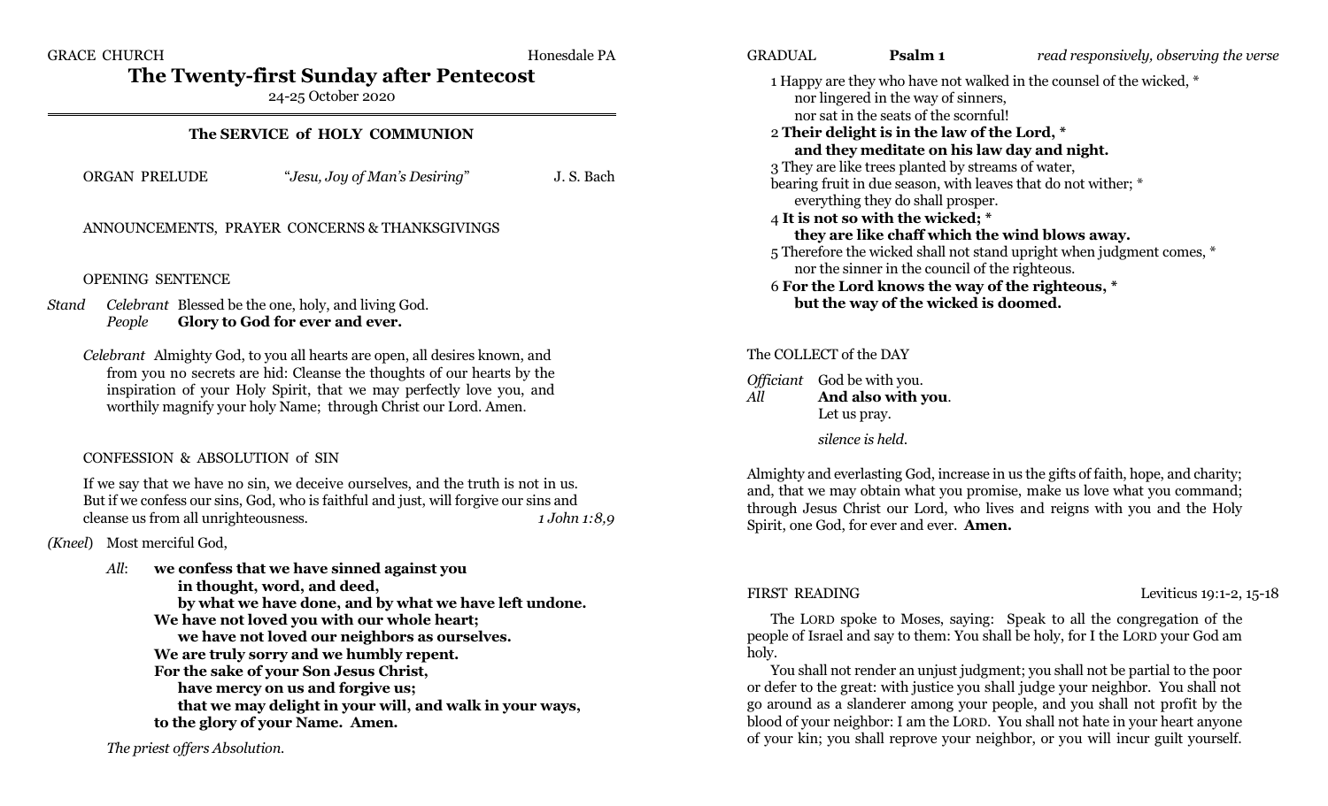GRACE CHURCH Honesdale PA

# The Twenty-first Sunday after Pentecost

24-25 October 2020

## The SERVICE of HOLY COMMUNION

ORGAN PRELUDE "*Jesu, Joy of Man's Desiring*" J. S. Bach

ANNOUNCEMENTS, PRAYER CONCERNS & THANKSGIVINGS

OPENING SENTENCE

*Stand* *Celebrant* Blessed be the one, holy, and living God.
*People* **Glory to God for ever and ever.**

*Celebrant* Almighty God, to you all hearts are open, all desires known, and from you no secrets are hid: Cleanse the thoughts of our hearts by the inspiration of your Holy Spirit, that we may perfectly love you, and worthily magnify your holy Name; through Christ our Lord. Amen.

CONFESSION & ABSOLUTION of SIN

If we say that we have no sin, we deceive ourselves, and the truth is not in us. But if we confess our sins, God, who is faithful and just, will forgive our sins and cleanse us from all unrighteousness. *1 John 1:8,9*

*(Kneel)* Most merciful God,

*All*: **we confess that we have sinned against you**
**in thought, word, and deed,**
**by what we have done, and by what we have left undone.**
**We have not loved you with our whole heart;**
**we have not loved our neighbors as ourselves.**
**We are truly sorry and we humbly repent.**
**For the sake of your Son Jesus Christ,**
**have mercy on us and forgive us;**
**that we may delight in your will, and walk in your ways,**
**to the glory of your Name. Amen.**

*The priest offers Absolution.*

GRADUAL **Psalm 1** *read responsively, observing the verse*

1 Happy are they who have not walked in the counsel of the wicked, *
nor lingered in the way of sinners,
nor sat in the seats of the scornful!
2 **Their delight is in the law of the Lord, ***
**and they meditate on his law day and night.**
3 They are like trees planted by streams of water,
bearing fruit in due season, with leaves that do not wither; *
everything they do shall prosper.
4 **It is not so with the wicked; ***
**they are like chaff which the wind blows away.**
5 Therefore the wicked shall not stand upright when judgment comes, *
nor the sinner in the council of the righteous.
6 **For the Lord knows the way of the righteous, ***
**but the way of the wicked is doomed.**

The COLLECT of the DAY

*Officiant* God be with you.
*All* **And also with you**.
Let us pray.

*silence is held.*

Almighty and everlasting God, increase in us the gifts of faith, hope, and charity; and, that we may obtain what you promise, make us love what you command; through Jesus Christ our Lord, who lives and reigns with you and the Holy Spirit, one God, for ever and ever. **Amen.**

FIRST READING Leviticus 19:1-2, 15-18

The LORD spoke to Moses, saying: Speak to all the congregation of the people of Israel and say to them: You shall be holy, for I the LORD your God am holy.

You shall not render an unjust judgment; you shall not be partial to the poor or defer to the great: with justice you shall judge your neighbor. You shall not go around as a slanderer among your people, and you shall not profit by the blood of your neighbor: I am the LORD. You shall not hate in your heart anyone of your kin; you shall reprove your neighbor, or you will incur guilt yourself.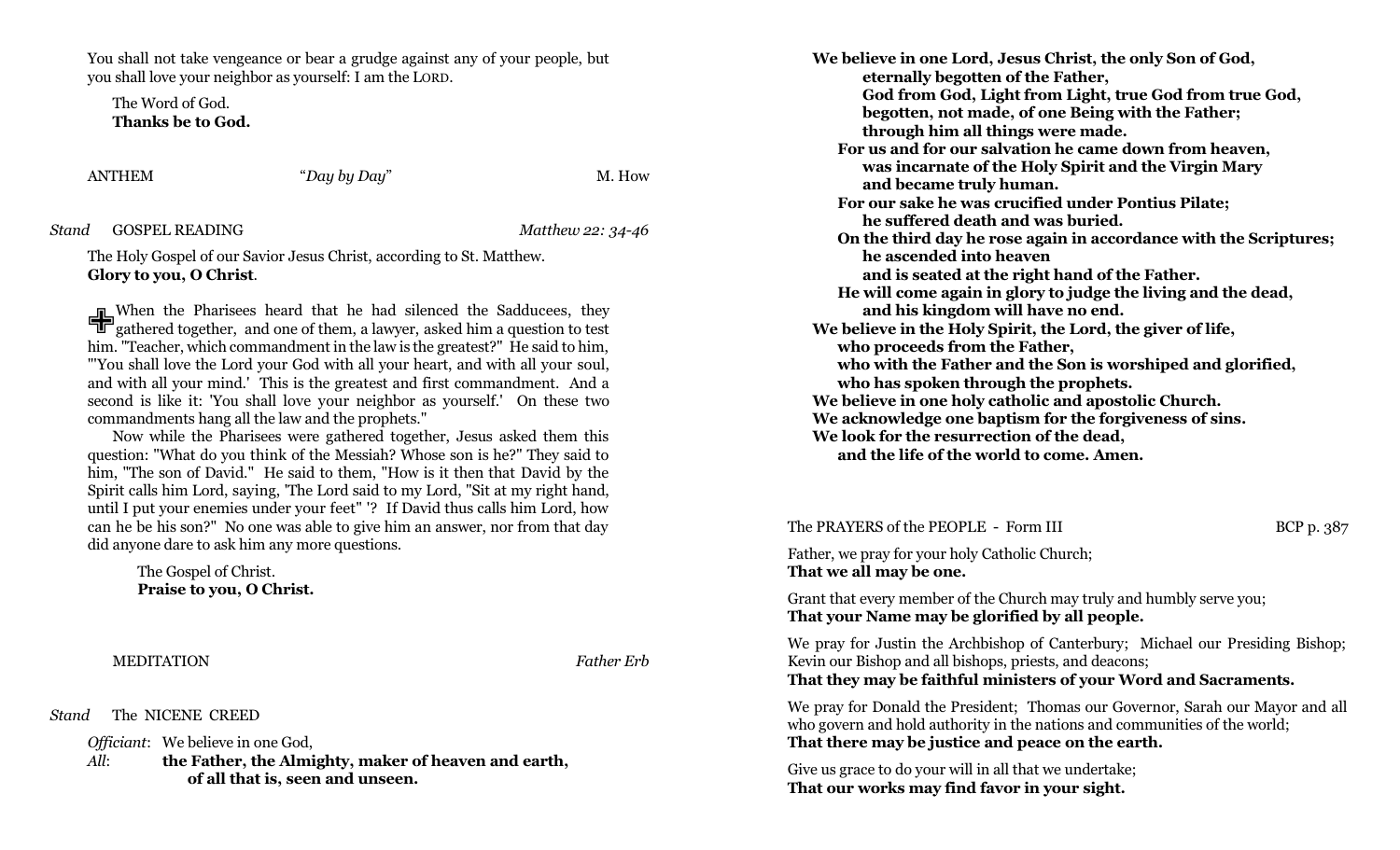You shall not take vengeance or bear a grudge against any of your people, but you shall love your neighbor as yourself: I am the LORD.

The Word of God.
**Thanks be to God.**

ANTHEM "*Day by Day*" M. How

*Stand* GOSPEL READING *Matthew 22: 34-46*

The Holy Gospel of our Savior Jesus Christ, according to St. Matthew.
**Glory to you, O Christ**.

✠ When the Pharisees heard that he had silenced the Sadducees, they gathered together, and one of them, a lawyer, asked him a question to test him. "Teacher, which commandment in the law is the greatest?" He said to him, "'You shall love the Lord your God with all your heart, and with all your soul, and with all your mind.' This is the greatest and first commandment. And a second is like it: 'You shall love your neighbor as yourself.' On these two commandments hang all the law and the prophets."

Now while the Pharisees were gathered together, Jesus asked them this question: "What do you think of the Messiah? Whose son is he?" They said to him, "The son of David." He said to them, "How is it then that David by the Spirit calls him Lord, saying, 'The Lord said to my Lord, "Sit at my right hand, until I put your enemies under your feet" '? If David thus calls him Lord, how can he be his son?" No one was able to give him an answer, nor from that day did anyone dare to ask him any more questions.

The Gospel of Christ.
**Praise to you, O Christ.**

MEDITATION *Father Erb*

*Stand* The NICENE CREED

*Officiant*: We believe in one God,
*All*: **the Father, the Almighty, maker of heaven and earth,**
**of all that is, seen and unseen.**

**We believe in one Lord, Jesus Christ, the only Son of God,**
**eternally begotten of the Father,**
**God from God, Light from Light, true God from true God,**
**begotten, not made, of one Being with the Father;**
**through him all things were made.**
**For us and for our salvation he came down from heaven,**
**was incarnate of the Holy Spirit and the Virgin Mary**
**and became truly human.**
**For our sake he was crucified under Pontius Pilate;**
**he suffered death and was buried.**
**On the third day he rose again in accordance with the Scriptures;**
**he ascended into heaven**
**and is seated at the right hand of the Father.**
**He will come again in glory to judge the living and the dead,**
**and his kingdom will have no end.**
**We believe in the Holy Spirit, the Lord, the giver of life,**
**who proceeds from the Father,**
**who with the Father and the Son is worshiped and glorified,**
**who has spoken through the prophets.**
**We believe in one holy catholic and apostolic Church.**
**We acknowledge one baptism for the forgiveness of sins.**
**We look for the resurrection of the dead,**
**and the life of the world to come. Amen.**

The PRAYERS of the PEOPLE - Form III BCP p. 387

Father, we pray for your holy Catholic Church;
**That we all may be one.**

Grant that every member of the Church may truly and humbly serve you;
**That your Name may be glorified by all people.**

We pray for Justin the Archbishop of Canterbury; Michael our Presiding Bishop; Kevin our Bishop and all bishops, priests, and deacons;
**That they may be faithful ministers of your Word and Sacraments.**

We pray for Donald the President; Thomas our Governor, Sarah our Mayor and all who govern and hold authority in the nations and communities of the world;
**That there may be justice and peace on the earth.**

Give us grace to do your will in all that we undertake;
**That our works may find favor in your sight.**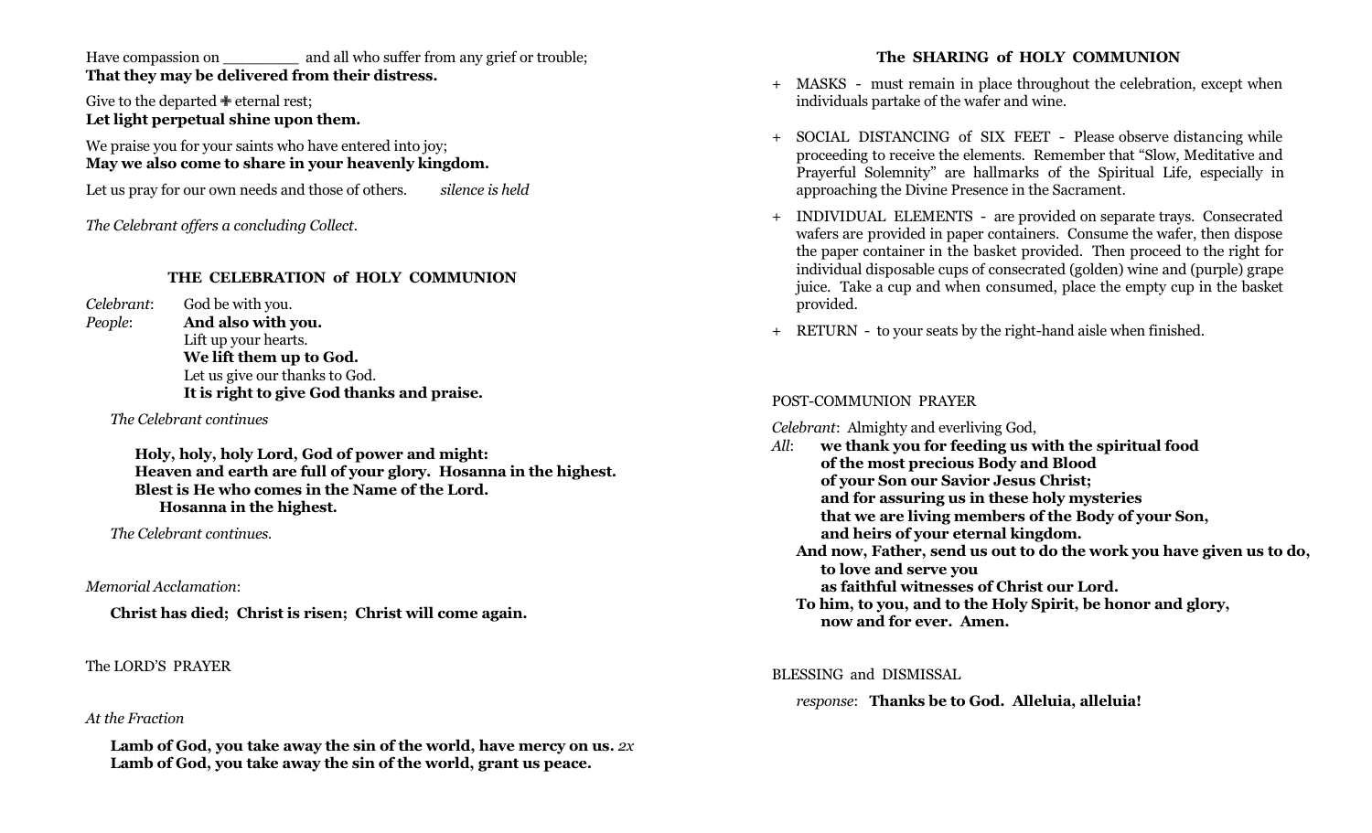Have compassion on ________ and all who suffer from any grief or trouble;
**That they may be delivered from their distress.**

Give to the departed ✠ eternal rest;
**Let light perpetual shine upon them.**

We praise you for your saints who have entered into joy;
**May we also come to share in your heavenly kingdom.**

Let us pray for our own needs and those of others. *silence is held*

*The Celebrant offers a concluding Collect.*

### THE CELEBRATION of HOLY COMMUNION

*Celebrant*: God be with you.
*People*: **And also with you.**
Lift up your hearts.
**We lift them up to God.**
Let us give our thanks to God.
**It is right to give God thanks and praise.**

*The Celebrant continues*

**Holy, holy, holy Lord, God of power and might:**
**Heaven and earth are full of your glory. Hosanna in the highest.**
**Blest is He who comes in the Name of the Lord.**
**Hosanna in the highest.**

*The Celebrant continues.*

*Memorial Acclamation*:

**Christ has died; Christ is risen; Christ will come again.**

The LORD'S PRAYER

*At the Fraction*

**Lamb of God, you take away the sin of the world, have mercy on us.** *2x*
**Lamb of God, you take away the sin of the world, grant us peace.**

### The SHARING of HOLY COMMUNION

+ MASKS - must remain in place throughout the celebration, except when individuals partake of the wafer and wine.
+ SOCIAL DISTANCING of SIX FEET - Please observe distancing while proceeding to receive the elements. Remember that "Slow, Meditative and Prayerful Solemnity" are hallmarks of the Spiritual Life, especially in approaching the Divine Presence in the Sacrament.
+ INDIVIDUAL ELEMENTS - are provided on separate trays. Consecrated wafers are provided in paper containers. Consume the wafer, then dispose the paper container in the basket provided. Then proceed to the right for individual disposable cups of consecrated (golden) wine and (purple) grape juice. Take a cup and when consumed, place the empty cup in the basket provided.
+ RETURN - to your seats by the right-hand aisle when finished.

POST-COMMUNION PRAYER

*Celebrant*: Almighty and everliving God,
*All*: **we thank you for feeding us with the spiritual food**
**of the most precious Body and Blood**
**of your Son our Savior Jesus Christ;**
**and for assuring us in these holy mysteries**
**that we are living members of the Body of your Son,**
**and heirs of your eternal kingdom.**
**And now, Father, send us out to do the work you have given us to do,**
**to love and serve you**
**as faithful witnesses of Christ our Lord.**
**To him, to you, and to the Holy Spirit, be honor and glory,**
**now and for ever. Amen.**

BLESSING and DISMISSAL

*response*: **Thanks be to God. Alleluia, alleluia!**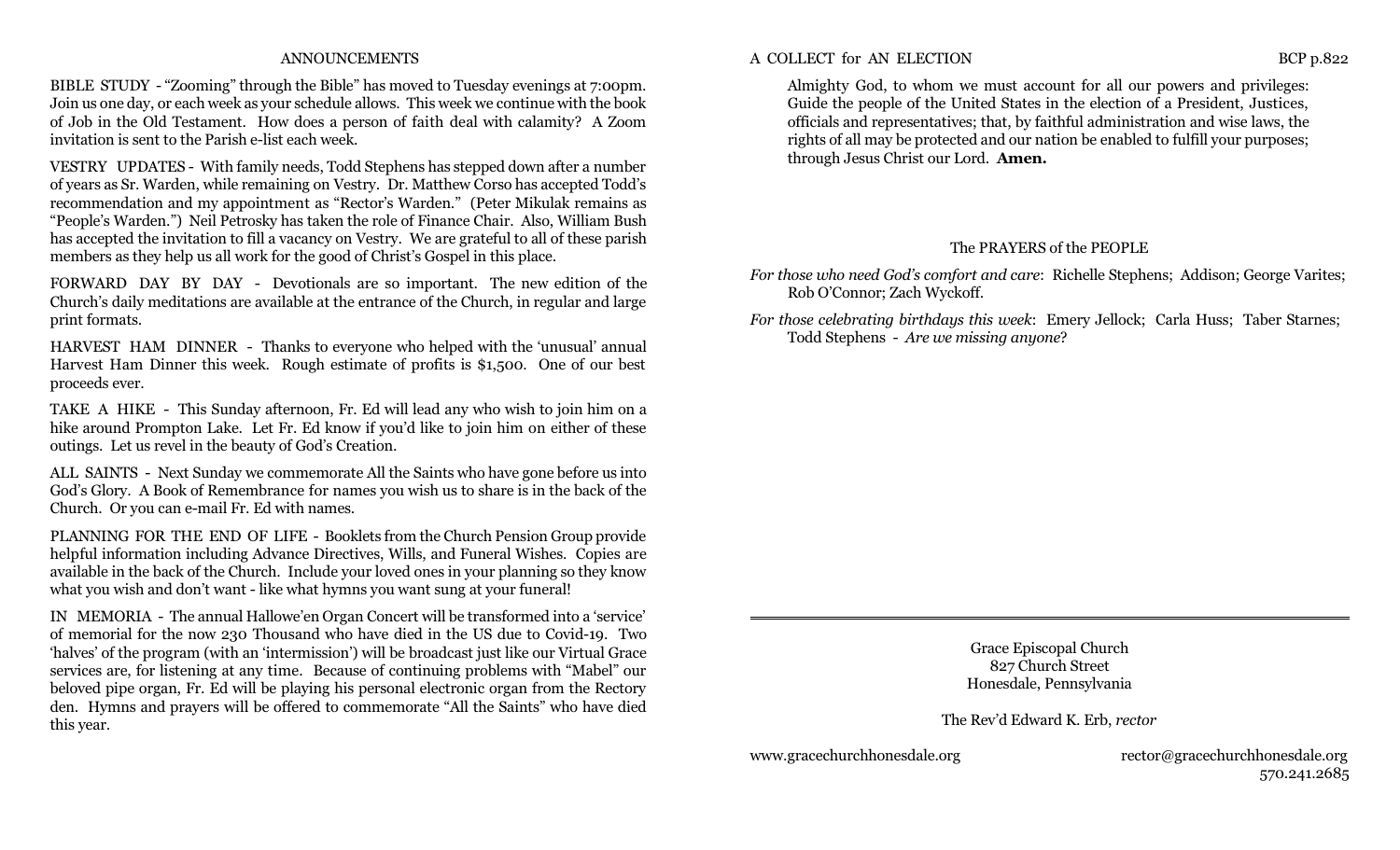## ANNOUNCEMENTS

BIBLE STUDY - "Zooming" through the Bible" has moved to Tuesday evenings at 7:00pm. Join us one day, or each week as your schedule allows. This week we continue with the book of Job in the Old Testament. How does a person of faith deal with calamity? A Zoom invitation is sent to the Parish e-list each week.

VESTRY UPDATES - With family needs, Todd Stephens has stepped down after a number of years as Sr. Warden, while remaining on Vestry. Dr. Matthew Corso has accepted Todd's recommendation and my appointment as "Rector's Warden." (Peter Mikulak remains as "People's Warden.") Neil Petrosky has taken the role of Finance Chair. Also, William Bush has accepted the invitation to fill a vacancy on Vestry. We are grateful to all of these parish members as they help us all work for the good of Christ's Gospel in this place.

FORWARD DAY BY DAY - Devotionals are so important. The new edition of the Church's daily meditations are available at the entrance of the Church, in regular and large print formats.

HARVEST HAM DINNER - Thanks to everyone who helped with the 'unusual' annual Harvest Ham Dinner this week. Rough estimate of profits is $1,500. One of our best proceeds ever.

TAKE A HIKE - This Sunday afternoon, Fr. Ed will lead any who wish to join him on a hike around Prompton Lake. Let Fr. Ed know if you'd like to join him on either of these outings. Let us revel in the beauty of God's Creation.

ALL SAINTS - Next Sunday we commemorate All the Saints who have gone before us into God's Glory. A Book of Remembrance for names you wish us to share is in the back of the Church. Or you can e-mail Fr. Ed with names.

PLANNING FOR THE END OF LIFE - Booklets from the Church Pension Group provide helpful information including Advance Directives, Wills, and Funeral Wishes. Copies are available in the back of the Church. Include your loved ones in your planning so they know what you wish and don't want - like what hymns you want sung at your funeral!

IN MEMORIA - The annual Hallowe'en Organ Concert will be transformed into a 'service' of memorial for the now 230 Thousand who have died in the US due to Covid-19. Two 'halves' of the program (with an 'intermission') will be broadcast just like our Virtual Grace services are, for listening at any time. Because of continuing problems with "Mabel" our beloved pipe organ, Fr. Ed will be playing his personal electronic organ from the Rectory den. Hymns and prayers will be offered to commemorate "All the Saints" who have died this year.

## A COLLECT for AN ELECTION — BCP p.822

Almighty God, to whom we must account for all our powers and privileges: Guide the people of the United States in the election of a President, Justices, officials and representatives; that, by faithful administration and wise laws, the rights of all may be protected and our nation be enabled to fulfill your purposes; through Jesus Christ our Lord. **Amen.**

## The PRAYERS of the PEOPLE

*For those who need God's comfort and care*: Richelle Stephens; Addison; George Varites; Rob O'Connor; Zach Wyckoff.

*For those celebrating birthdays this week*: Emery Jellock; Carla Huss; Taber Starnes; Todd Stephens - *Are we missing anyone?*

---

Grace Episcopal Church
827 Church Street
Honesdale, Pennsylvania

The Rev'd Edward K. Erb, *rector*

www.gracechurchhonesdale.org

rector@gracechurchhonesdale.org
570.241.2685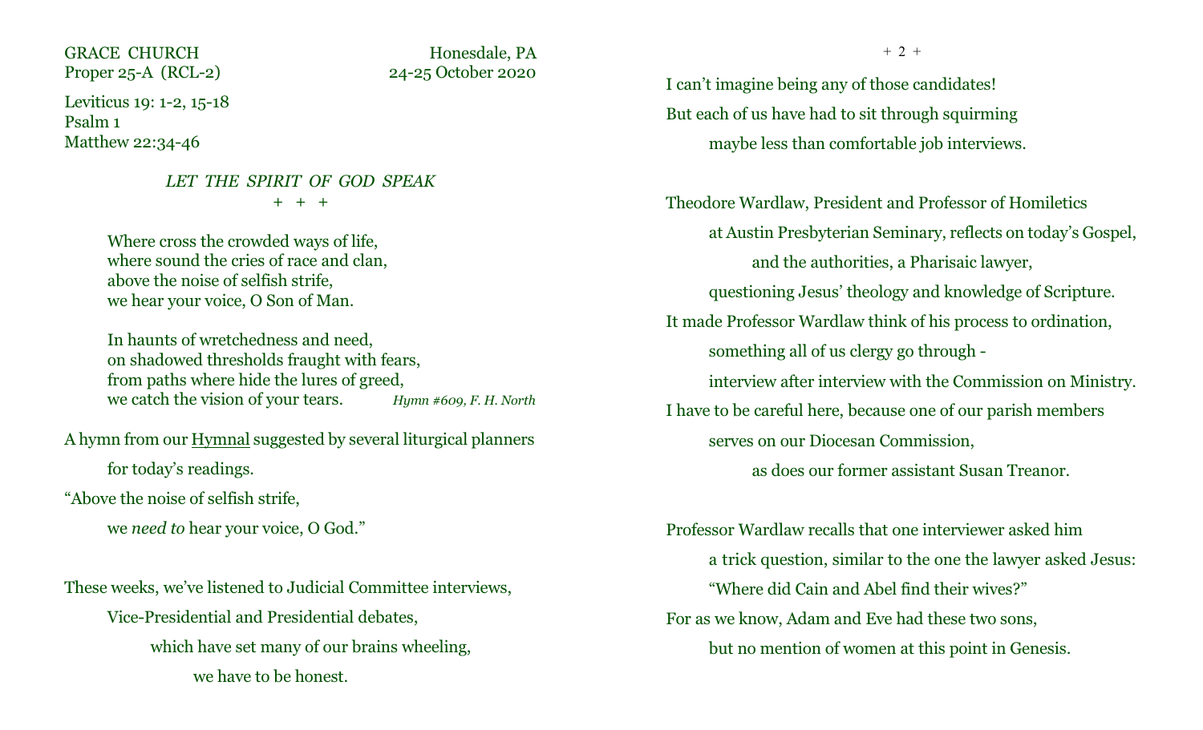GRACE CHURCH Honesdale, PA
Proper 25-A (RCL-2) 24-25 October 2020

Leviticus 19: 1-2, 15-18
Psalm 1
Matthew 22:34-46

*LET THE SPIRIT OF GOD SPEAK*

\+ + +

> Where cross the crowded ways of life,
> where sound the cries of race and clan,
> above the noise of selfish strife,
> we hear your voice, O Son of Man.
>
> In haunts of wretchedness and need,
> on shadowed thresholds fraught with fears,
> from paths where hide the lures of greed,
> we catch the vision of your tears. *Hymn #609, F. H. North*

A hymn from our Hymnal suggested by several liturgical planners
for today's readings.
"Above the noise of selfish strife,
we *need to* hear your voice, O God."

These weeks, we've listened to Judicial Committee interviews,
Vice-Presidential and Presidential debates,
which have set many of our brains wheeling,
we have to be honest.

I can't imagine being any of those candidates!
But each of us have had to sit through squirming
maybe less than comfortable job interviews.

Theodore Wardlaw, President and Professor of Homiletics
at Austin Presbyterian Seminary, reflects on today's Gospel,
and the authorities, a Pharisaic lawyer,
questioning Jesus' theology and knowledge of Scripture.
It made Professor Wardlaw think of his process to ordination,
something all of us clergy go through -
interview after interview with the Commission on Ministry.
I have to be careful here, because one of our parish members
serves on our Diocesan Commission,
as does our former assistant Susan Treanor.

Professor Wardlaw recalls that one interviewer asked him
a trick question, similar to the one the lawyer asked Jesus:
"Where did Cain and Abel find their wives?"
For as we know, Adam and Eve had these two sons,
but no mention of women at this point in Genesis.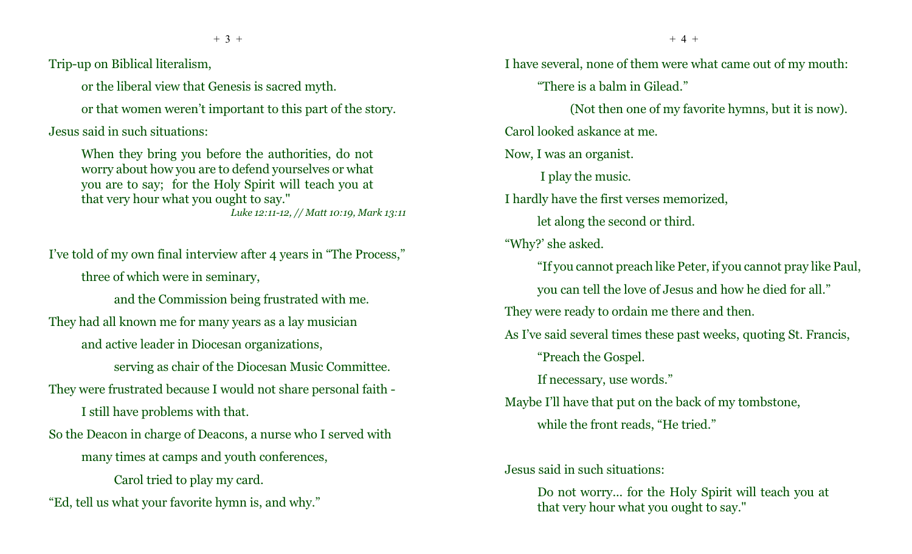Trip-up on Biblical literalism,

or the liberal view that Genesis is sacred myth.

or that women weren't important to this part of the story.

Jesus said in such situations:

> When they bring you before the authorities, do not worry about how you are to defend yourselves or what you are to say; for the Holy Spirit will teach you at that very hour what you ought to say."
>
> *Luke 12:11-12, // Matt 10:19, Mark 13:11*

I've told of my own final interview after 4 years in "The Process,"

three of which were in seminary,

and the Commission being frustrated with me.

They had all known me for many years as a lay musician

and active leader in Diocesan organizations,

serving as chair of the Diocesan Music Committee.

They were frustrated because I would not share personal faith -

I still have problems with that.

So the Deacon in charge of Deacons, a nurse who I served with

many times at camps and youth conferences,

Carol tried to play my card.

"Ed, tell us what your favorite hymn is, and why."

I have several, none of them were what came out of my mouth:

"There is a balm in Gilead."

(Not then one of my favorite hymns, but it is now).

Carol looked askance at me.

Now, I was an organist.

I play the music.

I hardly have the first verses memorized,

let along the second or third.

"Why?' she asked.

"If you cannot preach like Peter, if you cannot pray like Paul,

you can tell the love of Jesus and how he died for all."

They were ready to ordain me there and then.

As I've said several times these past weeks, quoting St. Francis,

"Preach the Gospel.

If necessary, use words."

Maybe I'll have that put on the back of my tombstone,

while the front reads, "He tried."

Jesus said in such situations:

> Do not worry... for the Holy Spirit will teach you at that very hour what you ought to say."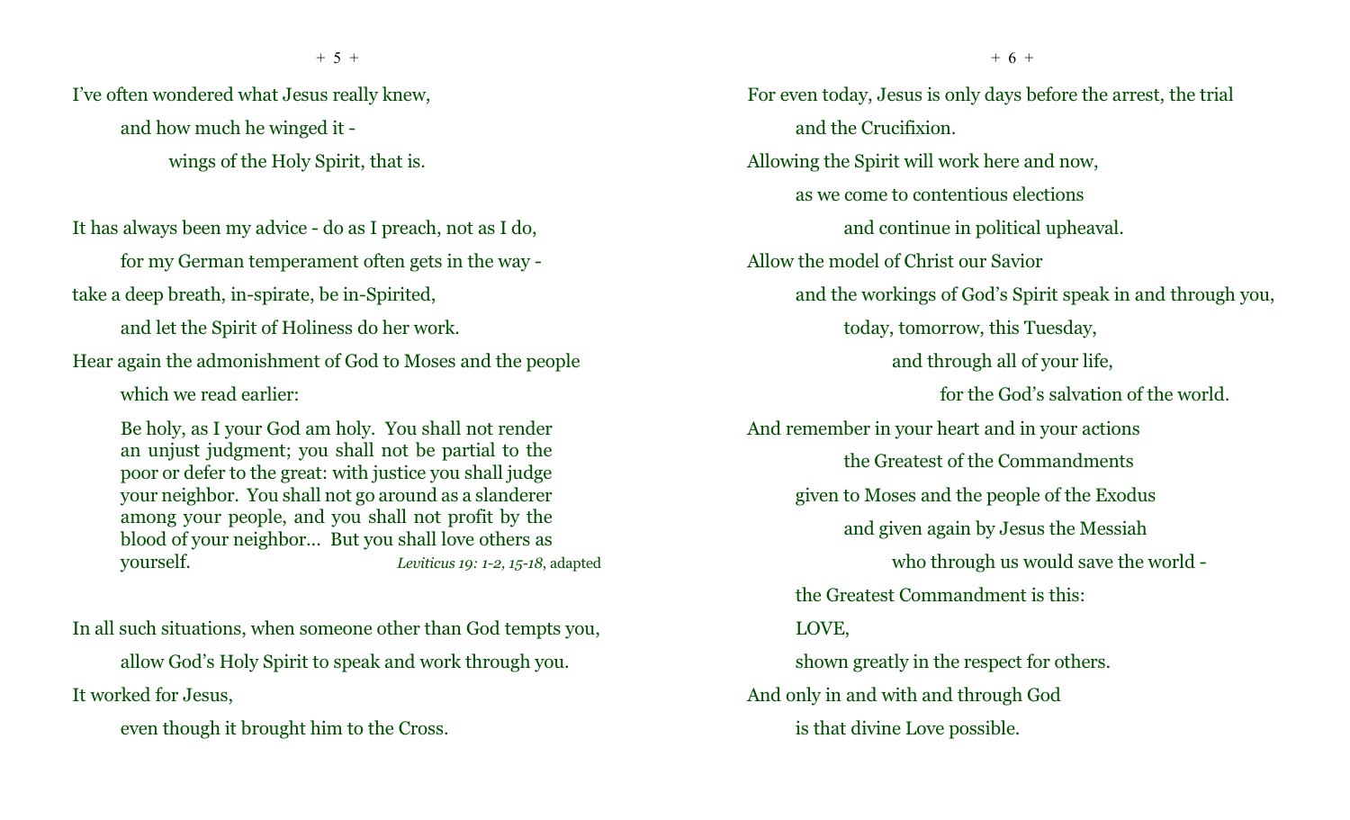I've often wondered what Jesus really knew,

and how much he winged it -

wings of the Holy Spirit, that is.

It has always been my advice - do as I preach, not as I do,

for my German temperament often gets in the way -

take a deep breath, in-spirate, be in-Spirited,

and let the Spirit of Holiness do her work.

Hear again the admonishment of God to Moses and the people

which we read earlier:

> Be holy, as I your God am holy. You shall not render an unjust judgment; you shall not be partial to the poor or defer to the great: with justice you shall judge your neighbor. You shall not go around as a slanderer among your people, and you shall not profit by the blood of your neighbor... But you shall love others as yourself. *Leviticus 19: 1-2, 15-18*, adapted

In all such situations, when someone other than God tempts you,

allow God's Holy Spirit to speak and work through you.

It worked for Jesus,

even though it brought him to the Cross.

For even today, Jesus is only days before the arrest, the trial

and the Crucifixion.

Allowing the Spirit will work here and now,

as we come to contentious elections

and continue in political upheaval.

Allow the model of Christ our Savior

and the workings of God's Spirit speak in and through you,

today, tomorrow, this Tuesday,

and through all of your life,

for the God's salvation of the world.

And remember in your heart and in your actions

the Greatest of the Commandments

given to Moses and the people of the Exodus

and given again by Jesus the Messiah

who through us would save the world -

the Greatest Commandment is this:

LOVE,

shown greatly in the respect for others.

And only in and with and through God

is that divine Love possible.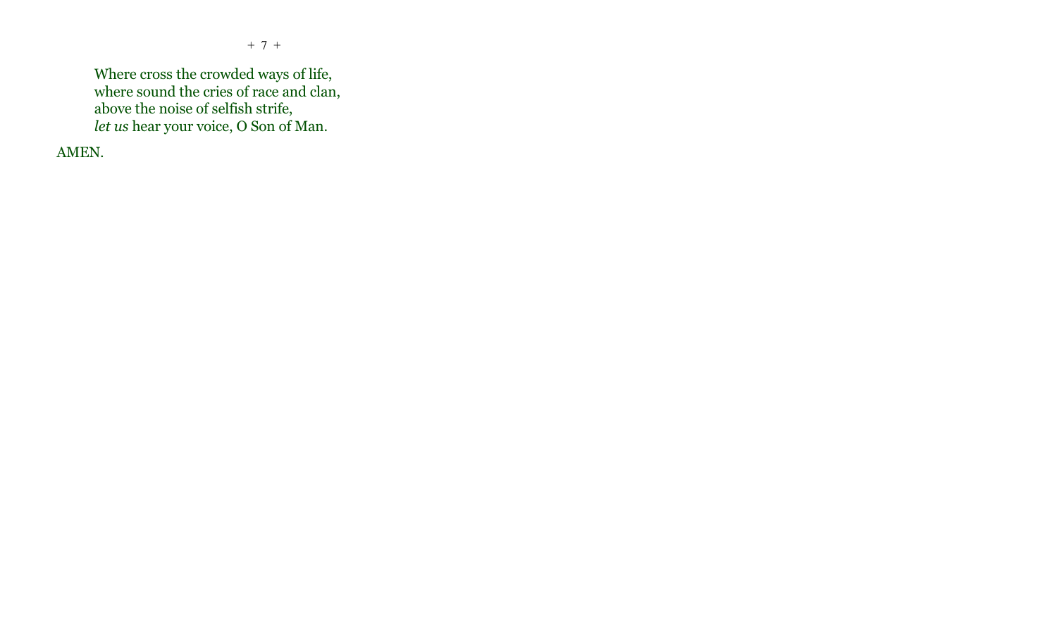+ 7 +

Where cross the crowded ways of life,
where sound the cries of race and clan,
above the noise of selfish strife,
*let us* hear your voice, O Son of Man.

AMEN.